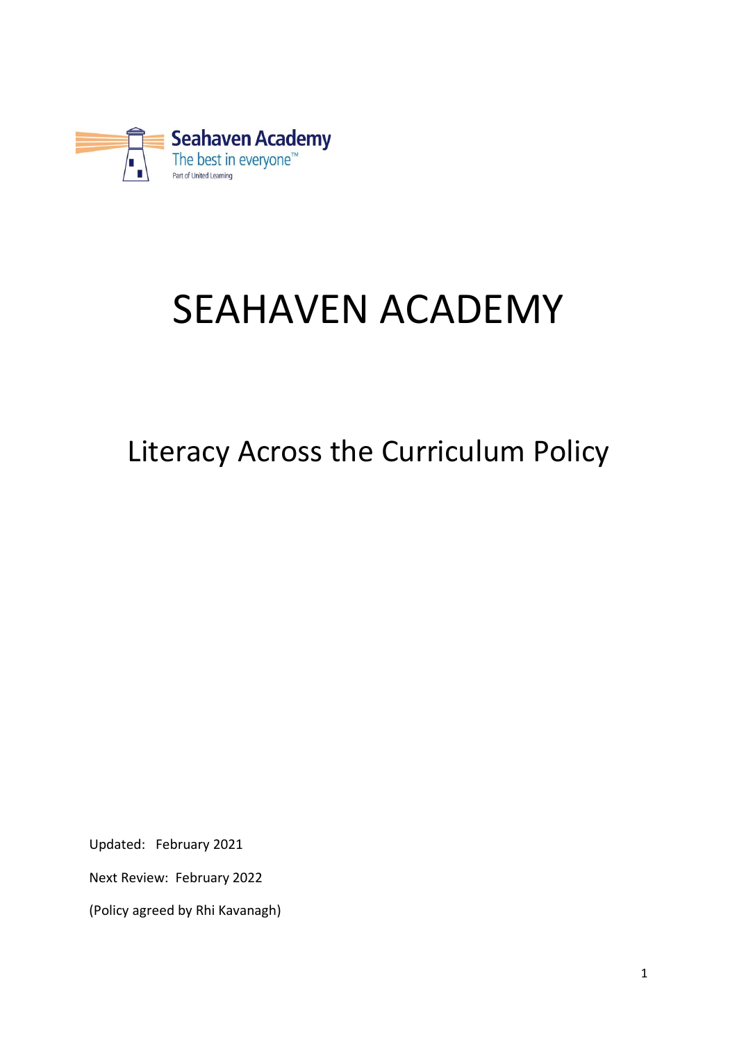Seahaven Academy
The best in everyone™
Part of United Learning

# SEAHAVEN ACADEMY

## Literacy Across the Curriculum Policy

Updated: February 2021

Next Review: February 2022

(Policy agreed by Rhi Kavanagh)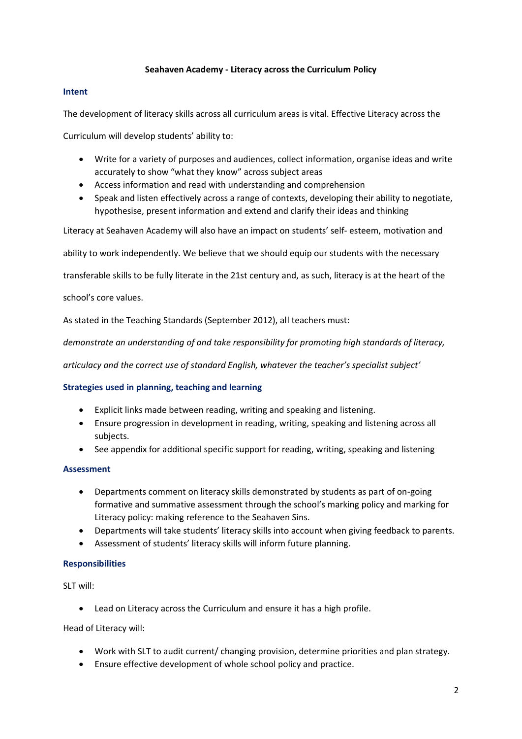**Seahaven Academy - Literacy across the Curriculum Policy**

## Intent

The development of literacy skills across all curriculum areas is vital. Effective Literacy across the Curriculum will develop students' ability to:

- Write for a variety of purposes and audiences, collect information, organise ideas and write accurately to show "what they know" across subject areas
- Access information and read with understanding and comprehension
- Speak and listen effectively across a range of contexts, developing their ability to negotiate, hypothesise, present information and extend and clarify their ideas and thinking

Literacy at Seahaven Academy will also have an impact on students' self- esteem, motivation and ability to work independently. We believe that we should equip our students with the necessary transferable skills to be fully literate in the 21st century and, as such, literacy is at the heart of the school's core values.

As stated in the Teaching Standards (September 2012), all teachers must:

*demonstrate an understanding of and take responsibility for promoting high standards of literacy, articulacy and the correct use of standard English, whatever the teacher's specialist subject'*

## Strategies used in planning, teaching and learning

- Explicit links made between reading, writing and speaking and listening.
- Ensure progression in development in reading, writing, speaking and listening across all subjects.
- See appendix for additional specific support for reading, writing, speaking and listening

## Assessment

- Departments comment on literacy skills demonstrated by students as part of on-going formative and summative assessment through the school's marking policy and marking for Literacy policy: making reference to the Seahaven Sins.
- Departments will take students' literacy skills into account when giving feedback to parents.
- Assessment of students' literacy skills will inform future planning.

## Responsibilities

SLT will:

- Lead on Literacy across the Curriculum and ensure it has a high profile.

Head of Literacy will:

- Work with SLT to audit current/ changing provision, determine priorities and plan strategy.
- Ensure effective development of whole school policy and practice.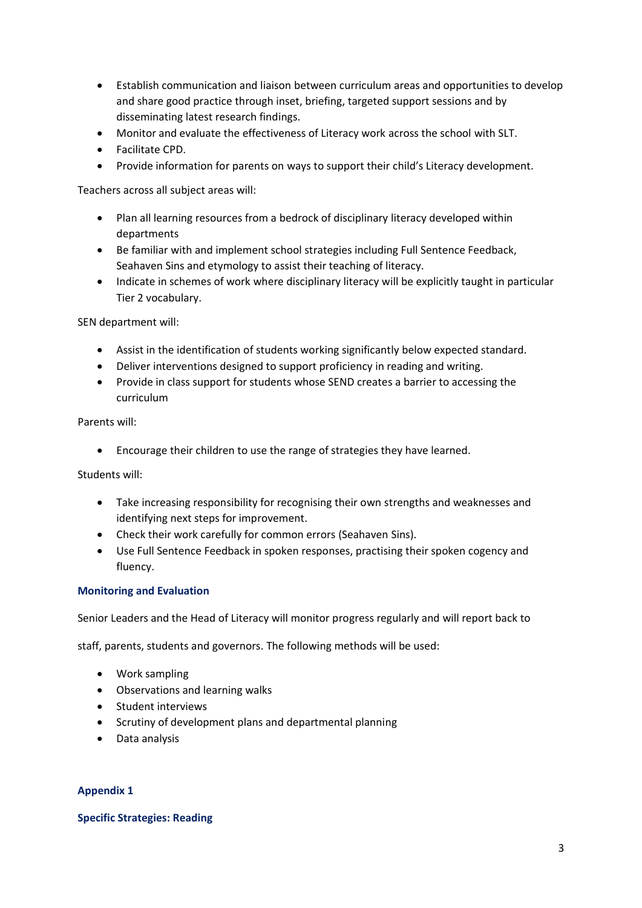- Establish communication and liaison between curriculum areas and opportunities to develop and share good practice through inset, briefing, targeted support sessions and by disseminating latest research findings.
- Monitor and evaluate the effectiveness of Literacy work across the school with SLT.
- Facilitate CPD.
- Provide information for parents on ways to support their child's Literacy development.

Teachers across all subject areas will:

- Plan all learning resources from a bedrock of disciplinary literacy developed within departments
- Be familiar with and implement school strategies including Full Sentence Feedback, Seahaven Sins and etymology to assist their teaching of literacy.
- Indicate in schemes of work where disciplinary literacy will be explicitly taught in particular Tier 2 vocabulary.

SEN department will:

- Assist in the identification of students working significantly below expected standard.
- Deliver interventions designed to support proficiency in reading and writing.
- Provide in class support for students whose SEND creates a barrier to accessing the curriculum

Parents will:

- Encourage their children to use the range of strategies they have learned.

Students will:

- Take increasing responsibility for recognising their own strengths and weaknesses and identifying next steps for improvement.
- Check their work carefully for common errors (Seahaven Sins).
- Use Full Sentence Feedback in spoken responses, practising their spoken cogency and fluency.

## Monitoring and Evaluation

Senior Leaders and the Head of Literacy will monitor progress regularly and will report back to staff, parents, students and governors. The following methods will be used:

- Work sampling
- Observations and learning walks
- Student interviews
- Scrutiny of development plans and departmental planning
- Data analysis

## Appendix 1

### Specific Strategies: Reading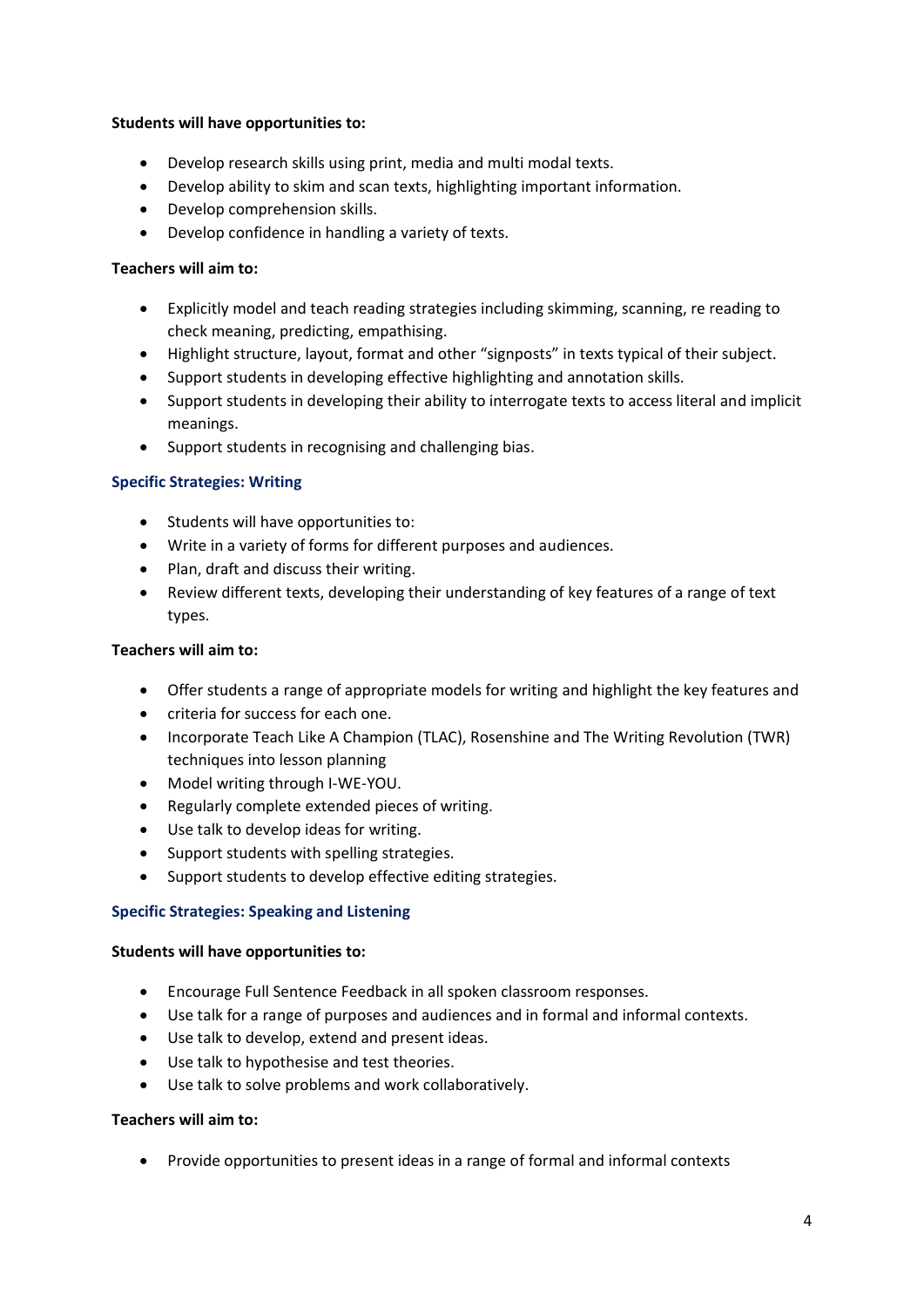**Students will have opportunities to:**

- Develop research skills using print, media and multi modal texts.
- Develop ability to skim and scan texts, highlighting important information.
- Develop comprehension skills.
- Develop confidence in handling a variety of texts.

**Teachers will aim to:**

- Explicitly model and teach reading strategies including skimming, scanning, re reading to check meaning, predicting, empathising.
- Highlight structure, layout, format and other "signposts" in texts typical of their subject.
- Support students in developing effective highlighting and annotation skills.
- Support students in developing their ability to interrogate texts to access literal and implicit meanings.
- Support students in recognising and challenging bias.

### Specific Strategies: Writing

- Students will have opportunities to:
- Write in a variety of forms for different purposes and audiences.
- Plan, draft and discuss their writing.
- Review different texts, developing their understanding of key features of a range of text types.

**Teachers will aim to:**

- Offer students a range of appropriate models for writing and highlight the key features and
- criteria for success for each one.
- Incorporate Teach Like A Champion (TLAC), Rosenshine and The Writing Revolution (TWR) techniques into lesson planning
- Model writing through I-WE-YOU.
- Regularly complete extended pieces of writing.
- Use talk to develop ideas for writing.
- Support students with spelling strategies.
- Support students to develop effective editing strategies.

### Specific Strategies: Speaking and Listening

**Students will have opportunities to:**

- Encourage Full Sentence Feedback in all spoken classroom responses.
- Use talk for a range of purposes and audiences and in formal and informal contexts.
- Use talk to develop, extend and present ideas.
- Use talk to hypothesise and test theories.
- Use talk to solve problems and work collaboratively.

**Teachers will aim to:**

- Provide opportunities to present ideas in a range of formal and informal contexts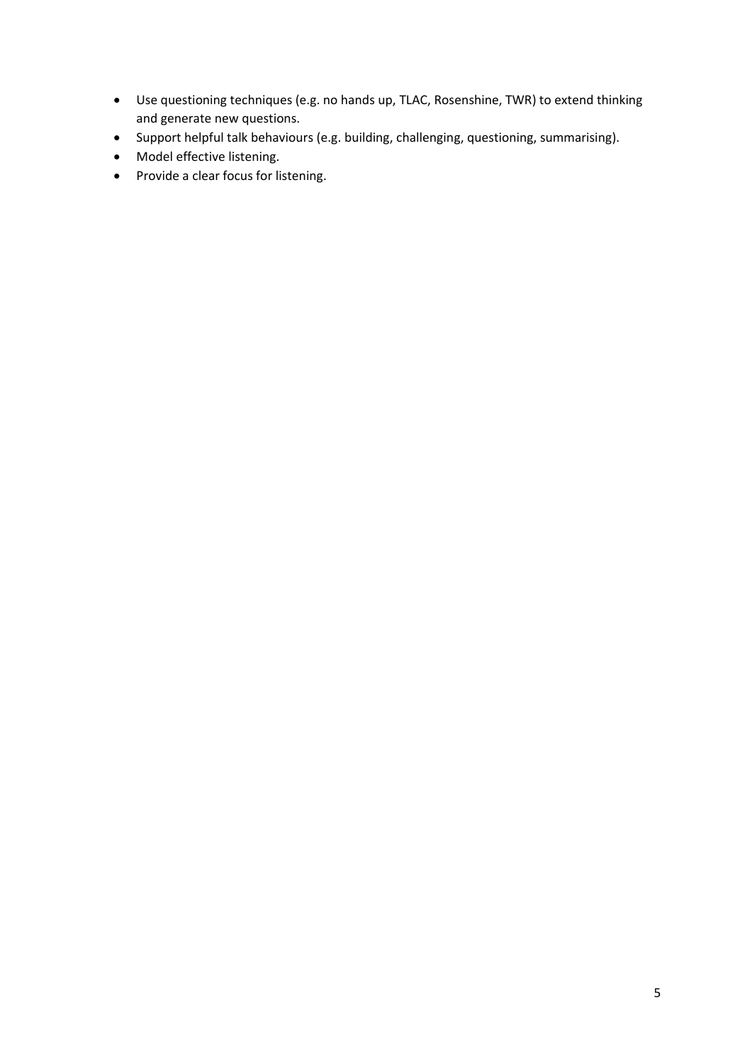- Use questioning techniques (e.g. no hands up, TLAC, Rosenshine, TWR) to extend thinking and generate new questions.
- Support helpful talk behaviours (e.g. building, challenging, questioning, summarising).
- Model effective listening.
- Provide a clear focus for listening.